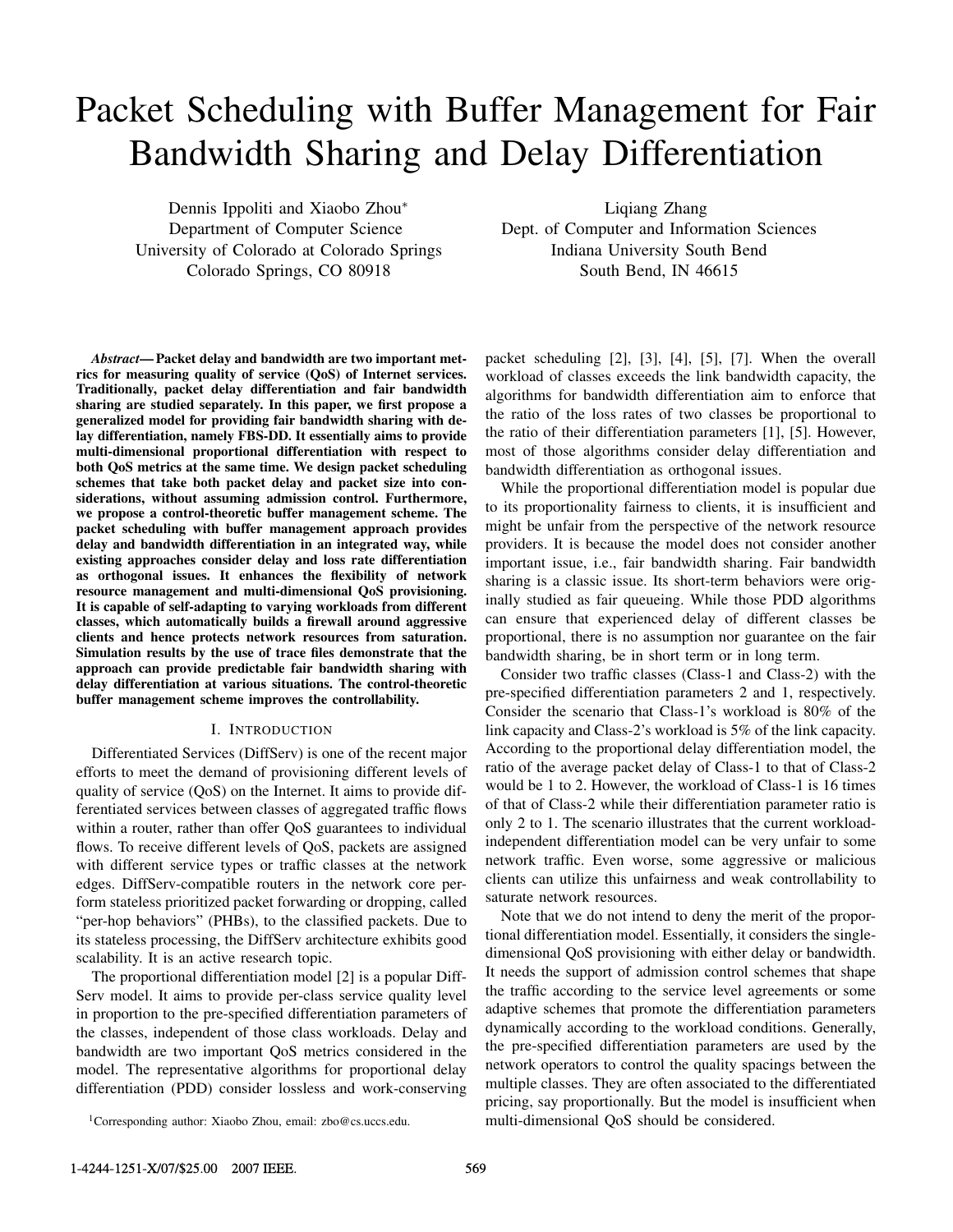# Packet Scheduling with Buffer Management for Fair Bandwidth Sharing and Delay Differentiation

Dennis Ippoliti and Xiaobo Zhou*
Department of Computer Science
University of Colorado at Colorado Springs
Colorado Springs, CO 80918

Liqiang Zhang
Dept. of Computer and Information Sciences
Indiana University South Bend
South Bend, IN 46615

***Abstract*— Packet delay and bandwidth are two important metrics for measuring quality of service (QoS) of Internet services. Traditionally, packet delay differentiation and fair bandwidth sharing are studied separately. In this paper, we first propose a generalized model for providing fair bandwidth sharing with delay differentiation, namely FBS-DD. It essentially aims to provide multi-dimensional proportional differentiation with respect to both QoS metrics at the same time. We design packet scheduling schemes that take both packet delay and packet size into considerations, without assuming admission control. Furthermore, we propose a control-theoretic buffer management scheme. The packet scheduling with buffer management approach provides delay and bandwidth differentiation in an integrated way, while existing approaches consider delay and loss rate differentiation as orthogonal issues. It enhances the flexibility of network resource management and multi-dimensional QoS provisioning. It is capable of self-adapting to varying workloads from different classes, which automatically builds a firewall around aggressive clients and hence protects network resources from saturation. Simulation results by the use of trace files demonstrate that the approach can provide predictable fair bandwidth sharing with delay differentiation at various situations. The control-theoretic buffer management scheme improves the controllability.**

## I. Introduction

Differentiated Services (DiffServ) is one of the recent major efforts to meet the demand of provisioning different levels of quality of service (QoS) on the Internet. It aims to provide differentiated services between classes of aggregated traffic flows within a router, rather than offer QoS guarantees to individual flows. To receive different levels of QoS, packets are assigned with different service types or traffic classes at the network edges. DiffServ-compatible routers in the network core perform stateless prioritized packet forwarding or dropping, called "per-hop behaviors" (PHBs), to the classified packets. Due to its stateless processing, the DiffServ architecture exhibits good scalability. It is an active research topic.

The proportional differentiation model [2] is a popular DiffServ model. It aims to provide per-class service quality level in proportion to the pre-specified differentiation parameters of the classes, independent of those class workloads. Delay and bandwidth are two important QoS metrics considered in the model. The representative algorithms for proportional delay differentiation (PDD) consider lossless and work-conserving packet scheduling [2], [3], [4], [5], [7]. When the overall workload of classes exceeds the link bandwidth capacity, the algorithms for bandwidth differentiation aim to enforce that the ratio of the loss rates of two classes be proportional to the ratio of their differentiation parameters [1], [5]. However, most of those algorithms consider delay differentiation and bandwidth differentiation as orthogonal issues.

While the proportional differentiation model is popular due to its proportionality fairness to clients, it is insufficient and might be unfair from the perspective of the network resource providers. It is because the model does not consider another important issue, i.e., fair bandwidth sharing. Fair bandwidth sharing is a classic issue. Its short-term behaviors were originally studied as fair queueing. While those PDD algorithms can ensure that experienced delay of different classes be proportional, there is no assumption nor guarantee on the fair bandwidth sharing, be in short term or in long term.

Consider two traffic classes (Class-1 and Class-2) with the pre-specified differentiation parameters 2 and 1, respectively. Consider the scenario that Class-1's workload is 80% of the link capacity and Class-2's workload is 5% of the link capacity. According to the proportional delay differentiation model, the ratio of the average packet delay of Class-1 to that of Class-2 would be 1 to 2. However, the workload of Class-1 is 16 times of that of Class-2 while their differentiation parameter ratio is only 2 to 1. The scenario illustrates that the current workload-independent differentiation model can be very unfair to some network traffic. Even worse, some aggressive or malicious clients can utilize this unfairness and weak controllability to saturate network resources.

Note that we do not intend to deny the merit of the proportional differentiation model. Essentially, it considers the single-dimensional QoS provisioning with either delay or bandwidth. It needs the support of admission control schemes that shape the traffic according to the service level agreements or some adaptive schemes that promote the differentiation parameters dynamically according to the workload conditions. Generally, the pre-specified differentiation parameters are used by the network operators to control the quality spacings between the multiple classes. They are often associated to the differentiated pricing, say proportionally. But the model is insufficient when multi-dimensional QoS should be considered.

[1]Corresponding author: Xiaobo Zhou, email: zbo@cs.uccs.edu.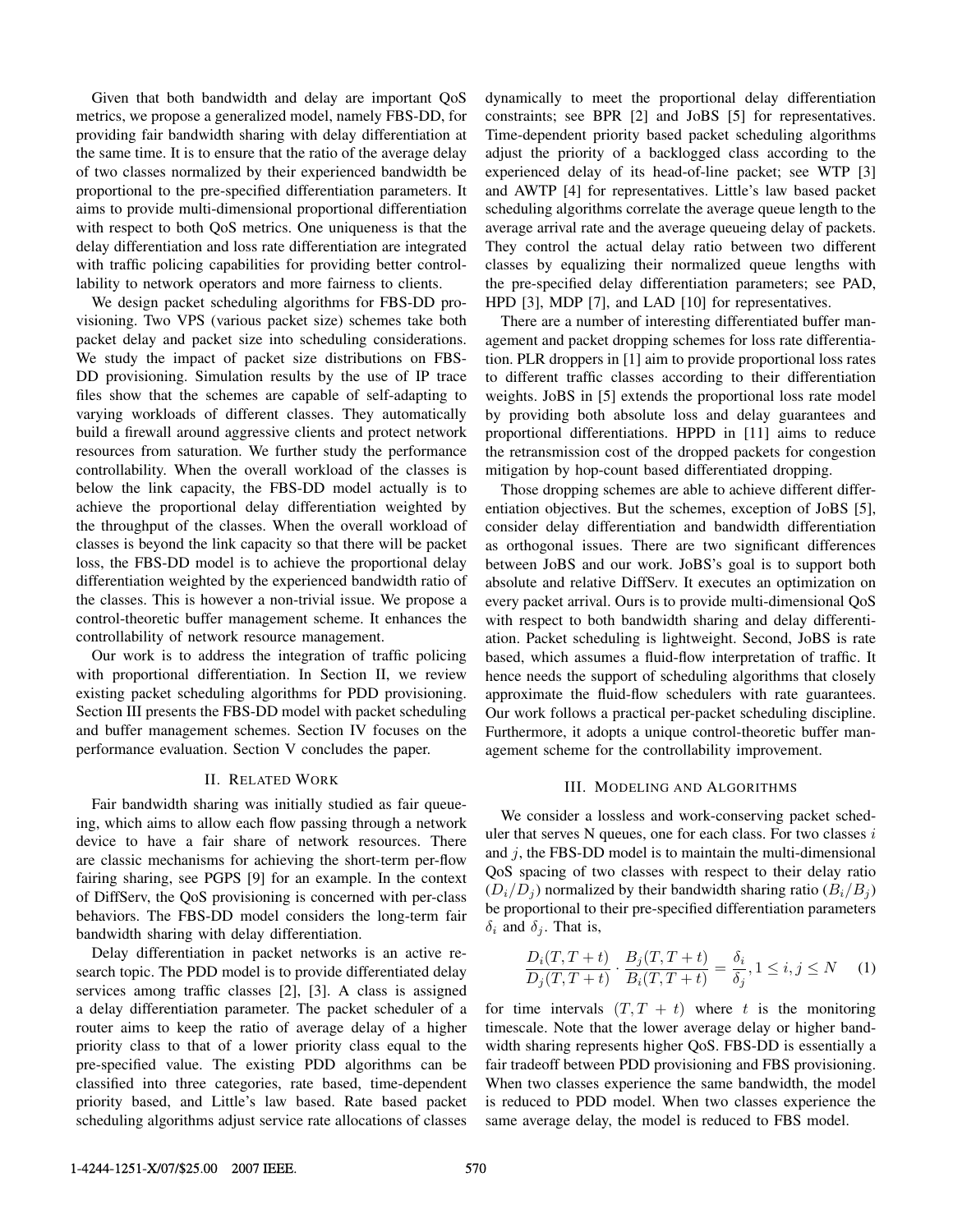Given that both bandwidth and delay are important QoS metrics, we propose a generalized model, namely FBS-DD, for providing fair bandwidth sharing with delay differentiation at the same time. It is to ensure that the ratio of the average delay of two classes normalized by their experienced bandwidth be proportional to the pre-specified differentiation parameters. It aims to provide multi-dimensional proportional differentiation with respect to both QoS metrics. One uniqueness is that the delay differentiation and loss rate differentiation are integrated with traffic policing capabilities for providing better controllability to network operators and more fairness to clients.

We design packet scheduling algorithms for FBS-DD provisioning. Two VPS (various packet size) schemes take both packet delay and packet size into scheduling considerations. We study the impact of packet size distributions on FBS-DD provisioning. Simulation results by the use of IP trace files show that the schemes are capable of self-adapting to varying workloads of different classes. They automatically build a firewall around aggressive clients and protect network resources from saturation. We further study the performance controllability. When the overall workload of the classes is below the link capacity, the FBS-DD model actually is to achieve the proportional delay differentiation weighted by the throughput of the classes. When the overall workload of classes is beyond the link capacity so that there will be packet loss, the FBS-DD model is to achieve the proportional delay differentiation weighted by the experienced bandwidth ratio of the classes. This is however a non-trivial issue. We propose a control-theoretic buffer management scheme. It enhances the controllability of network resource management.

Our work is to address the integration of traffic policing with proportional differentiation. In Section II, we review existing packet scheduling algorithms for PDD provisioning. Section III presents the FBS-DD model with packet scheduling and buffer management schemes. Section IV focuses on the performance evaluation. Section V concludes the paper.

## II. Related Work

Fair bandwidth sharing was initially studied as fair queueing, which aims to allow each flow passing through a network device to have a fair share of network resources. There are classic mechanisms for achieving the short-term per-flow fairing sharing, see PGPS [9] for an example. In the context of DiffServ, the QoS provisioning is concerned with per-class behaviors. The FBS-DD model considers the long-term fair bandwidth sharing with delay differentiation.

Delay differentiation in packet networks is an active research topic. The PDD model is to provide differentiated delay services among traffic classes [2], [3]. A class is assigned a delay differentiation parameter. The packet scheduler of a router aims to keep the ratio of average delay of a higher priority class to that of a lower priority class equal to the pre-specified value. The existing PDD algorithms can be classified into three categories, rate based, time-dependent priority based, and Little's law based. Rate based packet scheduling algorithms adjust service rate allocations of classes dynamically to meet the proportional delay differentiation constraints; see BPR [2] and JoBS [5] for representatives. Time-dependent priority based packet scheduling algorithms adjust the priority of a backlogged class according to the experienced delay of its head-of-line packet; see WTP [3] and AWTP [4] for representatives. Little's law based packet scheduling algorithms correlate the average queue length to the average arrival rate and the average queueing delay of packets. They control the actual delay ratio between two different classes by equalizing their normalized queue lengths with the pre-specified delay differentiation parameters; see PAD, HPD [3], MDP [7], and LAD [10] for representatives.

There are a number of interesting differentiated buffer management and packet dropping schemes for loss rate differentiation. PLR droppers in [1] aim to provide proportional loss rates to different traffic classes according to their differentiation weights. JoBS in [5] extends the proportional loss rate model by providing both absolute loss and delay guarantees and proportional differentiations. HPPD in [11] aims to reduce the retransmission cost of the dropped packets for congestion mitigation by hop-count based differentiated dropping.

Those dropping schemes are able to achieve different differentiation objectives. But the schemes, exception of JoBS [5], consider delay differentiation and bandwidth differentiation as orthogonal issues. There are two significant differences between JoBS and our work. JoBS's goal is to support both absolute and relative DiffServ. It executes an optimization on every packet arrival. Ours is to provide multi-dimensional QoS with respect to both bandwidth sharing and delay differentiation. Packet scheduling is lightweight. Second, JoBS is rate based, which assumes a fluid-flow interpretation of traffic. It hence needs the support of scheduling algorithms that closely approximate the fluid-flow schedulers with rate guarantees. Our work follows a practical per-packet scheduling discipline. Furthermore, it adopts a unique control-theoretic buffer management scheme for the controllability improvement.

## III. Modeling and Algorithms

We consider a lossless and work-conserving packet scheduler that serves N queues, one for each class. For two classes $i$ and $j$, the FBS-DD model is to maintain the multi-dimensional QoS spacing of two classes with respect to their delay ratio ($D_i/D_j$) normalized by their bandwidth sharing ratio ($B_i/B_j$) be proportional to their pre-specified differentiation parameters $\delta_i$ and $\delta_j$. That is,

$$\frac{D_i(T, T+t)}{D_j(T, T+t)} \cdot \frac{B_j(T, T+t)}{B_i(T, T+t)} = \frac{\delta_i}{\delta_j}, 1 \leq i, j \leq N \quad (1)$$

for time intervals $(T, T+t)$ where $t$ is the monitoring timescale. Note that the lower average delay or higher bandwidth sharing represents higher QoS. FBS-DD is essentially a fair tradeoff between PDD provisioning and FBS provisioning. When two classes experience the same bandwidth, the model is reduced to PDD model. When two classes experience the same average delay, the model is reduced to FBS model.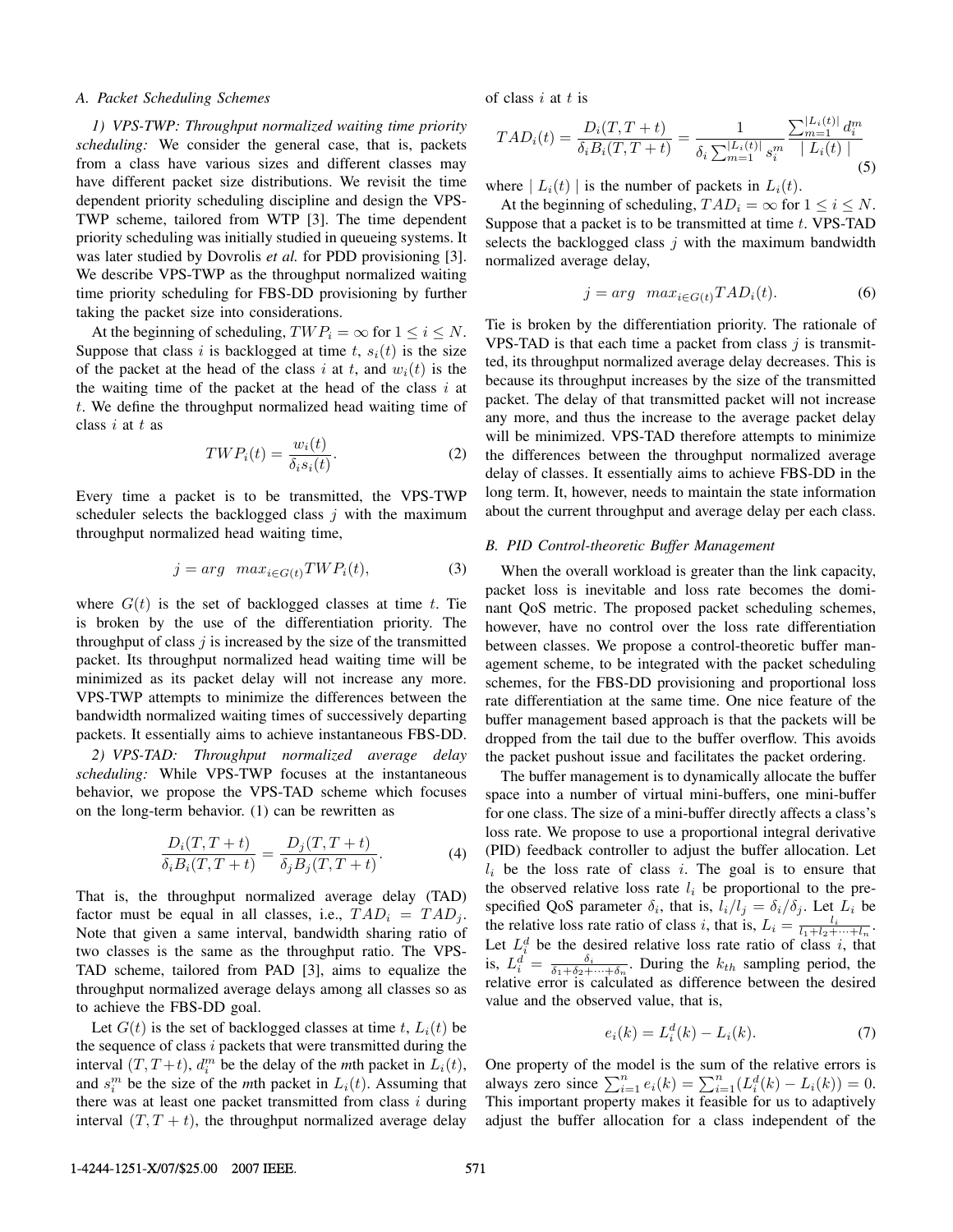### A. Packet Scheduling Schemes

*1) VPS-TWP: Throughput normalized waiting time priority scheduling:* We consider the general case, that is, packets from a class have various sizes and different classes may have different packet size distributions. We revisit the time dependent priority scheduling discipline and design the VPS-TWP scheme, tailored from WTP [3]. The time dependent priority scheduling was initially studied in queueing systems. It was later studied by Dovrolis *et al.* for PDD provisioning [3]. We describe VPS-TWP as the throughput normalized waiting time priority scheduling for FBS-DD provisioning by further taking the packet size into considerations.

At the beginning of scheduling, $TWP_i = \infty$ for $1 \le i \le N$. Suppose that class $i$ is backlogged at time $t$, $s_i(t)$ is the size of the packet at the head of the class $i$ at $t$, and $w_i(t)$ is the waiting time of the packet at the head of the class $i$ at $t$. We define the throughput normalized head waiting time of class $i$ at $t$ as

$$TWP_i(t) = \frac{w_i(t)}{\delta_i s_i(t)}. \tag{2}$$

Every time a packet is to be transmitted, the VPS-TWP scheduler selects the backlogged class $j$ with the maximum throughput normalized head waiting time,

$$j = arg \;\; max_{i \in G(t)} TWP_i(t), \tag{3}$$

where $G(t)$ is the set of backlogged classes at time $t$. Tie is broken by the use of the differentiation priority. The throughput of class $j$ is increased by the size of the transmitted packet. Its throughput normalized head waiting time will be minimized as its packet delay will not increase any more. VPS-TWP attempts to minimize the differences between the bandwidth normalized waiting times of successively departing packets. It essentially aims to achieve instantaneous FBS-DD.

*2) VPS-TAD: Throughput normalized average delay scheduling:* While VPS-TWP focuses at the instantaneous behavior, we propose the VPS-TAD scheme which focuses on the long-term behavior. (1) can be rewritten as

$$\frac{D_i(T, T+t)}{\delta_i B_i(T, T+t)} = \frac{D_j(T, T+t)}{\delta_j B_j(T, T+t)}. \tag{4}$$

That is, the throughput normalized average delay (TAD) factor must be equal in all classes, i.e., $TAD_i = TAD_j$. Note that given a same interval, bandwidth sharing ratio of two classes is the same as the throughput ratio. The VPS-TAD scheme, tailored from PAD [3], aims to equalize the throughput normalized average delays among all classes so as to achieve the FBS-DD goal.

Let $G(t)$ is the set of backlogged classes at time $t$, $L_i(t)$ be the sequence of class $i$ packets that were transmitted during the interval $(T, T+t)$, $d_i^m$ be the delay of the *m*th packet in $L_i(t)$, and $s_i^m$ be the size of the *m*th packet in $L_i(t)$. Assuming that there was at least one packet transmitted from class $i$ during interval $(T, T+t)$, the throughput normalized average delay of class $i$ at $t$ is

$$TAD_i(t) = \frac{D_i(T, T+t)}{\delta_i B_i(T, T+t)} = \frac{1}{\delta_i \sum_{m=1}^{|L_i(t)|} s_i^m} \frac{\sum_{m=1}^{|L_i(t)|} d_i^m}{\mid L_i(t) \mid} \tag{5}$$

where $\mid L_i(t) \mid$ is the number of packets in $L_i(t)$.

At the beginning of scheduling, $TAD_i = \infty$ for $1 \le i \le N$. Suppose that a packet is to be transmitted at time $t$. VPS-TAD selects the backlogged class $j$ with the maximum bandwidth normalized average delay,

$$j = arg \;\; max_{i \in G(t)} TAD_i(t). \tag{6}$$

Tie is broken by the differentiation priority. The rationale of VPS-TAD is that each time a packet from class $j$ is transmitted, its throughput normalized average delay decreases. This is because its throughput increases by the size of the transmitted packet. The delay of that transmitted packet will not increase any more, and thus the increase to the average packet delay will be minimized. VPS-TAD therefore attempts to minimize the differences between the throughput normalized average delay of classes. It essentially aims to achieve FBS-DD in the long term. It, however, needs to maintain the state information about the current throughput and average delay per each class.

### B. PID Control-theoretic Buffer Management

When the overall workload is greater than the link capacity, packet loss is inevitable and loss rate becomes the dominant QoS metric. The proposed packet scheduling schemes, however, have no control over the loss rate differentiation between classes. We propose a control-theoretic buffer management scheme, to be integrated with the packet scheduling schemes, for the FBS-DD provisioning and proportional loss rate differentiation at the same time. One nice feature of the buffer management based approach is that the packets will be dropped from the tail due to the buffer overflow. This avoids the packet pushout issue and facilitates the packet ordering.

The buffer management is to dynamically allocate the buffer space into a number of virtual mini-buffers, one mini-buffer for one class. The size of a mini-buffer directly affects a class's loss rate. We propose to use a proportional integral derivative (PID) feedback controller to adjust the buffer allocation. Let $l_i$ be the loss rate of class $i$. The goal is to ensure that the observed relative loss rate $l_i$ be proportional to the pre-specified QoS parameter $\delta_i$, that is, $l_i/l_j = \delta_i/\delta_j$. Let $L_i$ be the relative loss rate ratio of class $i$, that is, $L_i = \frac{l_i}{l_1 + l_2 + \cdots + l_n}$. Let $L_i^d$ be the desired relative loss rate ratio of class $i$, that is, $L_i^d = \frac{\delta_i}{\delta_1 + \delta_2 + \cdots + \delta_n}$. During the $k_{th}$ sampling period, the relative error is calculated as difference between the desired value and the observed value, that is,

$$e_i(k) = L_i^d(k) - L_i(k). \tag{7}$$

One property of the model is the sum of the relative errors is always zero since $\sum_{i=1}^{n} e_i(k) = \sum_{i=1}^{n}(L_i^d(k) - L_i(k)) = 0$. This important property makes it feasible for us to adaptively adjust the buffer allocation for a class independent of the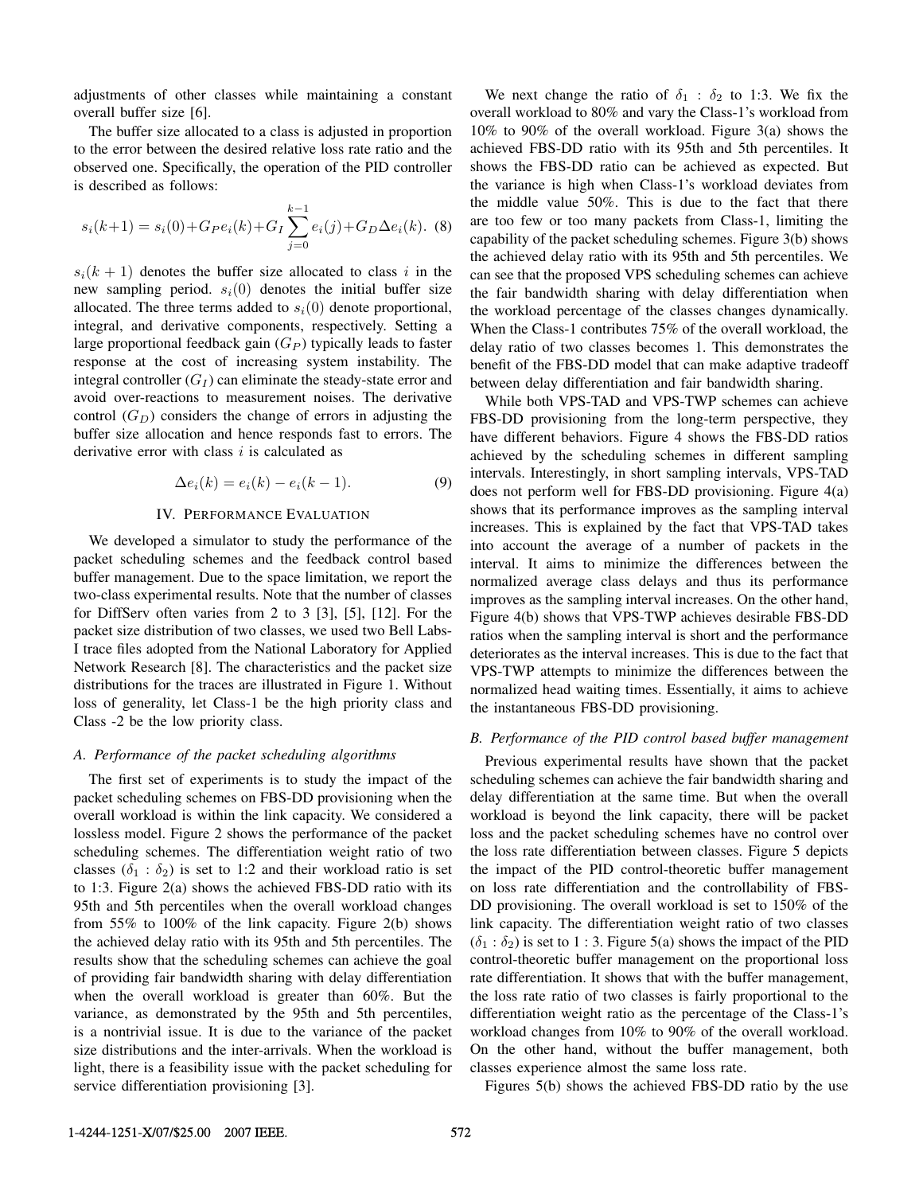adjustments of other classes while maintaining a constant overall buffer size [6].

The buffer size allocated to a class is adjusted in proportion to the error between the desired relative loss rate ratio and the observed one. Specifically, the operation of the PID controller is described as follows:

$$s_i(k+1) = s_i(0) + G_P e_i(k) + G_I \sum_{j=0}^{k-1} e_i(j) + G_D \Delta e_i(k). \quad (8)$$

$s_i(k+1)$ denotes the buffer size allocated to class $i$ in the new sampling period. $s_i(0)$ denotes the initial buffer size allocated. The three terms added to $s_i(0)$ denote proportional, integral, and derivative components, respectively. Setting a large proportional feedback gain ($G_P$) typically leads to faster response at the cost of increasing system instability. The integral controller ($G_I$) can eliminate the steady-state error and avoid over-reactions to measurement noises. The derivative control ($G_D$) considers the change of errors in adjusting the buffer size allocation and hence responds fast to errors. The derivative error with class $i$ is calculated as

$$\Delta e_i(k) = e_i(k) - e_i(k-1). \quad (9)$$

## IV. Performance Evaluation

We developed a simulator to study the performance of the packet scheduling schemes and the feedback control based buffer management. Due to the space limitation, we report the two-class experimental results. Note that the number of classes for DiffServ often varies from 2 to 3 [3], [5], [12]. For the packet size distribution of two classes, we used two Bell Labs-I trace files adopted from the National Laboratory for Applied Network Research [8]. The characteristics and the packet size distributions for the traces are illustrated in Figure 1. Without loss of generality, let Class-1 be the high priority class and Class -2 be the low priority class.

### A. Performance of the packet scheduling algorithms

The first set of experiments is to study the impact of the packet scheduling schemes on FBS-DD provisioning when the overall workload is within the link capacity. We considered a lossless model. Figure 2 shows the performance of the packet scheduling schemes. The differentiation weight ratio of two classes ($\delta_1 : \delta_2$) is set to 1:2 and their workload ratio is set to 1:3. Figure 2(a) shows the achieved FBS-DD ratio with its 95th and 5th percentiles when the overall workload changes from 55% to 100% of the link capacity. Figure 2(b) shows the achieved delay ratio with its 95th and 5th percentiles. The results show that the scheduling schemes can achieve the goal of providing fair bandwidth sharing with delay differentiation when the overall workload is greater than 60%. But the variance, as demonstrated by the 95th and 5th percentiles, is a nontrivial issue. It is due to the variance of the packet size distributions and the inter-arrivals. When the workload is light, there is a feasibility issue with the packet scheduling for service differentiation provisioning [3].

We next change the ratio of $\delta_1 : \delta_2$ to 1:3. We fix the overall workload to 80% and vary the Class-1's workload from 10% to 90% of the overall workload. Figure 3(a) shows the achieved FBS-DD ratio with its 95th and 5th percentiles. It shows the FBS-DD ratio can be achieved as expected. But the variance is high when Class-1's workload deviates from the middle value 50%. This is due to the fact that there are too few or too many packets from Class-1, limiting the capability of the packet scheduling schemes. Figure 3(b) shows the achieved delay ratio with its 95th and 5th percentiles. We can see that the proposed VPS scheduling schemes can achieve the fair bandwidth sharing with delay differentiation when the workload percentage of the classes changes dynamically. When the Class-1 contributes 75% of the overall workload, the delay ratio of two classes becomes 1. This demonstrates the benefit of the FBS-DD model that can make adaptive tradeoff between delay differentiation and fair bandwidth sharing.

While both VPS-TAD and VPS-TWP schemes can achieve FBS-DD provisioning from the long-term perspective, they have different behaviors. Figure 4 shows the FBS-DD ratios achieved by the scheduling schemes in different sampling intervals. Interestingly, in short sampling intervals, VPS-TAD does not perform well for FBS-DD provisioning. Figure 4(a) shows that its performance improves as the sampling interval increases. This is explained by the fact that VPS-TAD takes into account the average of a number of packets in the interval. It aims to minimize the differences between the normalized average class delays and thus its performance improves as the sampling interval increases. On the other hand, Figure 4(b) shows that VPS-TWP achieves desirable FBS-DD ratios when the sampling interval is short and the performance deteriorates as the interval increases. This is due to the fact that VPS-TWP attempts to minimize the differences between the normalized head waiting times. Essentially, it aims to achieve the instantaneous FBS-DD provisioning.

### B. Performance of the PID control based buffer management

Previous experimental results have shown that the packet scheduling schemes can achieve the fair bandwidth sharing and delay differentiation at the same time. But when the overall workload is beyond the link capacity, there will be packet loss and the packet scheduling schemes have no control over the loss rate differentiation between classes. Figure 5 depicts the impact of the PID control-theoretic buffer management on loss rate differentiation and the controllability of FBS-DD provisioning. The overall workload is set to 150% of the link capacity. The differentiation weight ratio of two classes ($\delta_1 : \delta_2$) is set to 1 : 3. Figure 5(a) shows the impact of the PID control-theoretic buffer management on the proportional loss rate differentiation. It shows that with the buffer management, the loss rate ratio of two classes is fairly proportional to the differentiation weight ratio as the percentage of the Class-1's workload changes from 10% to 90% of the overall workload. On the other hand, without the buffer management, both classes experience almost the same loss rate.

Figures 5(b) shows the achieved FBS-DD ratio by the use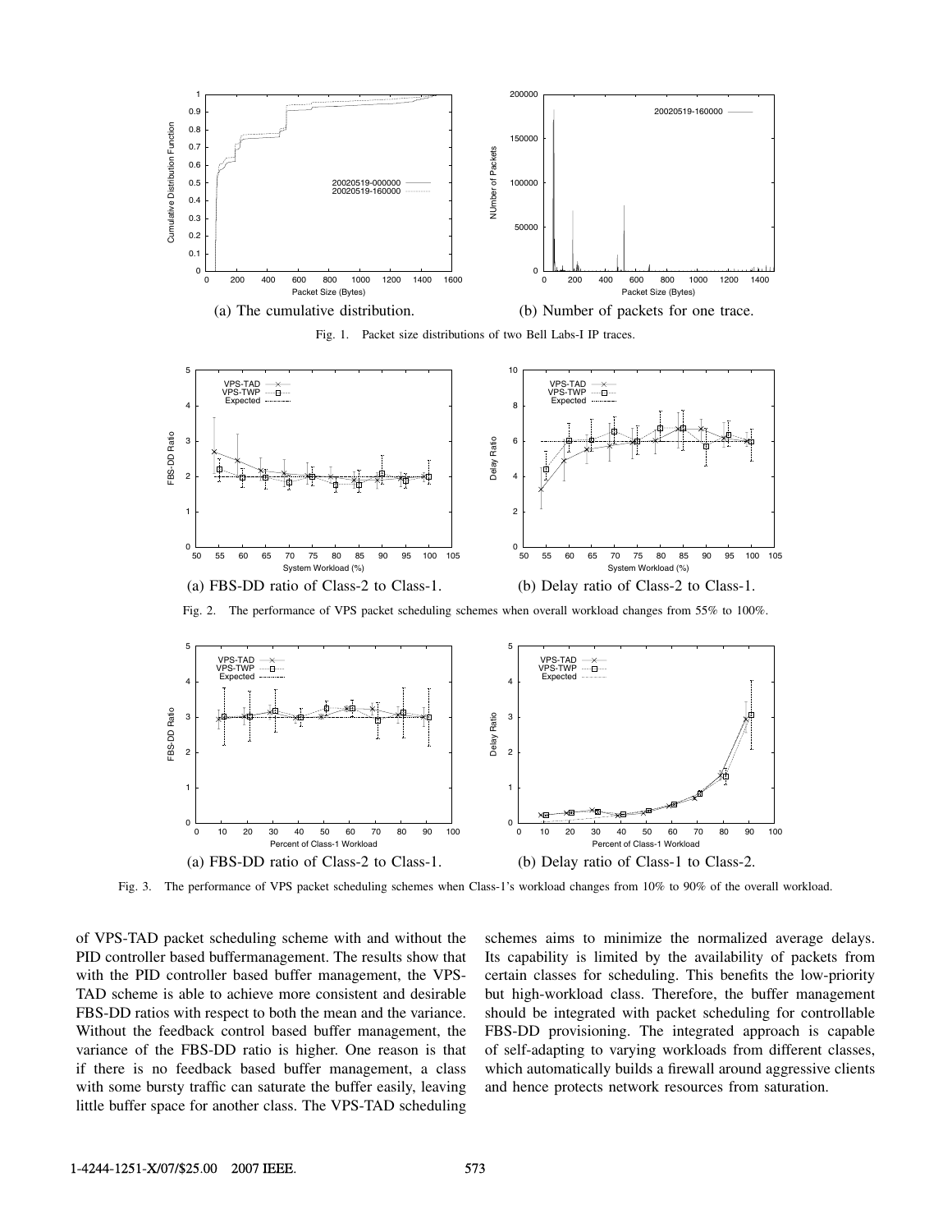(a) The cumulative distribution.

(b) Number of packets for one trace.

Fig. 1. Packet size distributions of two Bell Labs-I IP traces.

(a) FBS-DD ratio of Class-2 to Class-1.

(b) Delay ratio of Class-2 to Class-1.

Fig. 2. The performance of VPS packet scheduling schemes when overall workload changes from 55% to 100%.

(a) FBS-DD ratio of Class-2 to Class-1.

(b) Delay ratio of Class-1 to Class-2.

Fig. 3. The performance of VPS packet scheduling schemes when Class-1's workload changes from 10% to 90% of the overall workload.

of VPS-TAD packet scheduling scheme with and without the PID controller based buffermanagement. The results show that with the PID controller based buffer management, the VPS-TAD scheme is able to achieve more consistent and desirable FBS-DD ratios with respect to both the mean and the variance. Without the feedback control based buffer management, the variance of the FBS-DD ratio is higher. One reason is that if there is no feedback based buffer management, a class with some bursty traffic can saturate the buffer easily, leaving little buffer space for another class. The VPS-TAD scheduling schemes aims to minimize the normalized average delays. Its capability is limited by the availability of packets from certain classes for scheduling. This benefits the low-priority but high-workload class. Therefore, the buffer management should be integrated with packet scheduling for controllable FBS-DD provisioning. The integrated approach is capable of self-adapting to varying workloads from different classes, which automatically builds a firewall around aggressive clients and hence protects network resources from saturation.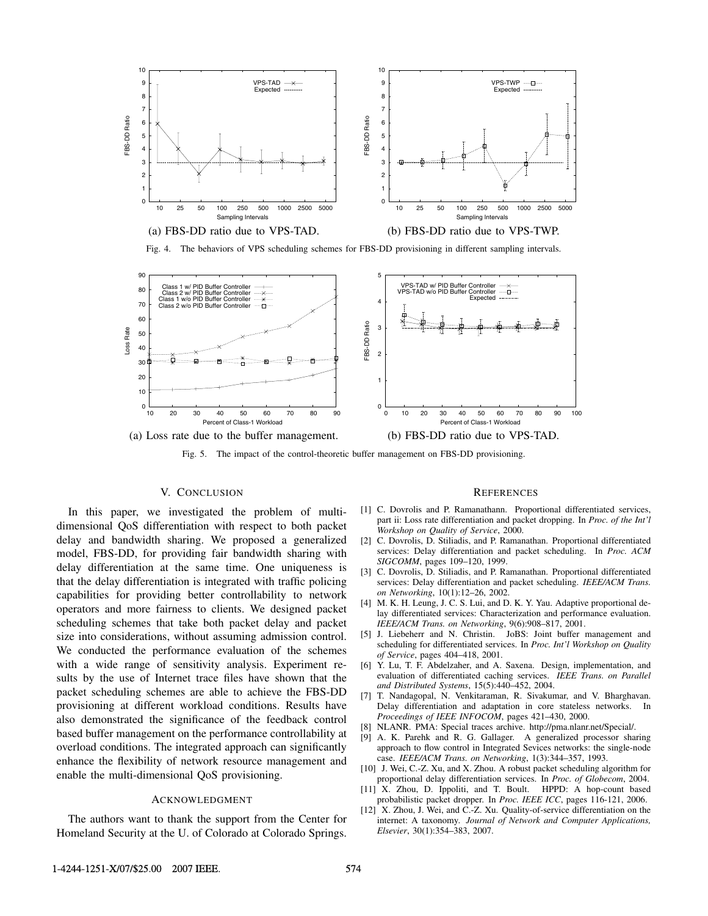10
9
8
7
6
5
4
3
2
1
0
FBS-DD Ratio
10 25 50 100 250 500 1000 2500 5000
Sampling Intervals
VPS-TAD
Expected

(a) FBS-DD ratio due to VPS-TAD.

10
9
8
7
6
5
4
3
2
1
0
FBS-DD Ratio
10 25 50 100 250 500 1000 2500 5000
Sampling Intervals
VPS-TWP
Expected

(b) FBS-DD ratio due to VPS-TWP.

Fig. 4. The behaviors of VPS scheduling schemes for FBS-DD provisioning in different sampling intervals.

90
80
70
60
50
40
30
20
10
0
Loss Rate
10 20 30 40 50 60 70 80 90
Percent of Class-1 Workload
Class 1 w/ PID Buffer Controller
Class 2 w/ PID Buffer Controller
Class 1 w/o PID Buffer Controller
Class 2 w/o PID Buffer Controller

(a) Loss rate due to the buffer management.

5
4
3
2
1
0
FBS-DD Ratio
0 10 20 30 40 50 60 70 80 90 100
Percent of Class-1 Workload
VPS-TAD w/ PID Buffer Controller
VPS-TAD w/o PID Buffer Controller
Expected

(b) FBS-DD ratio due to VPS-TAD.

Fig. 5. The impact of the control-theoretic buffer management on FBS-DD provisioning.

## V. Conclusion

In this paper, we investigated the problem of multi-dimensional QoS differentiation with respect to both packet delay and bandwidth sharing. We proposed a generalized model, FBS-DD, for providing fair bandwidth sharing with delay differentiation at the same time. One uniqueness is that the delay differentiation is integrated with traffic policing capabilities for providing better controllability to network operators and more fairness to clients. We designed packet scheduling schemes that take both packet delay and packet size into considerations, without assuming admission control. We conducted the performance evaluation of the schemes with a wide range of sensitivity analysis. Experiment results by the use of Internet trace files have shown that the packet scheduling schemes are able to achieve the FBS-DD provisioning at different workload conditions. Results have also demonstrated the significance of the feedback control based buffer management on the performance controllability at overload conditions. The integrated approach can significantly enhance the flexibility of network resource management and enable the multi-dimensional QoS provisioning.

## Acknowledgment

The authors want to thank the support from the Center for Homeland Security at the U. of Colorado at Colorado Springs.

## References

[1] C. Dovrolis and P. Ramanathann. Proportional differentiated services, part ii: Loss rate differentiation and packet dropping. In *Proc. of the Int'l Workshop on Quality of Service*, 2000.

[2] C. Dovrolis, D. Stiliadis, and P. Ramanathan. Proportional differentiated services: Delay differentiation and packet scheduling. In *Proc. ACM SIGCOMM*, pages 109–120, 1999.

[3] C. Dovrolis, D. Stiliadis, and P. Ramanathan. Proportional differentiated services: Delay differentiation and packet scheduling. *IEEE/ACM Trans. on Networking*, 10(1):12–26, 2002.

[4] M. K. H. Leung, J. C. S. Lui, and D. K. Y. Yau. Adaptive proportional delay differentiated services: Characterization and performance evaluation. *IEEE/ACM Trans. on Networking*, 9(6):908–817, 2001.

[5] J. Liebeherr and N. Christin. JoBS: Joint buffer management and scheduling for differentiated services. In *Proc. Int'l Workshop on Quality of Service*, pages 404–418, 2001.

[6] Y. Lu, T. F. Abdelzaher, and A. Saxena. Design, implementation, and evaluation of differentiated caching services. *IEEE Trans. on Parallel and Distributed Systems*, 15(5):440–452, 2004.

[7] T. Nandagopal, N. Venkitaraman, R. Sivakumar, and V. Bharghavan. Delay differentiation and adaptation in core stateless networks. In *Proceedings of IEEE INFOCOM*, pages 421–430, 2000.

[8] NLANR. PMA: Special traces archive. http://pma.nlanr.net/Special/.

[9] A. K. Parehk and R. G. Gallager. A generalized processor sharing approach to flow control in Integrated Sevices networks: the single-node case. *IEEE/ACM Trans. on Networking*, 1(3):344–357, 1993.

[10] J. Wei, C.-Z. Xu, and X. Zhou. A robust packet scheduling algorithm for proportional delay differentiation services. In *Proc. of Globecom*, 2004.

[11] X. Zhou, D. Ippoliti, and T. Boult. HPPD: A hop-count based probabilistic packet dropper. In *Proc. IEEE ICC*, pages 116-121, 2006.

[12] X. Zhou, J. Wei, and C.-Z. Xu. Quality-of-service differentiation on the internet: A taxonomy. *Journal of Network and Computer Applications, Elsevier*, 30(1):354–383, 2007.